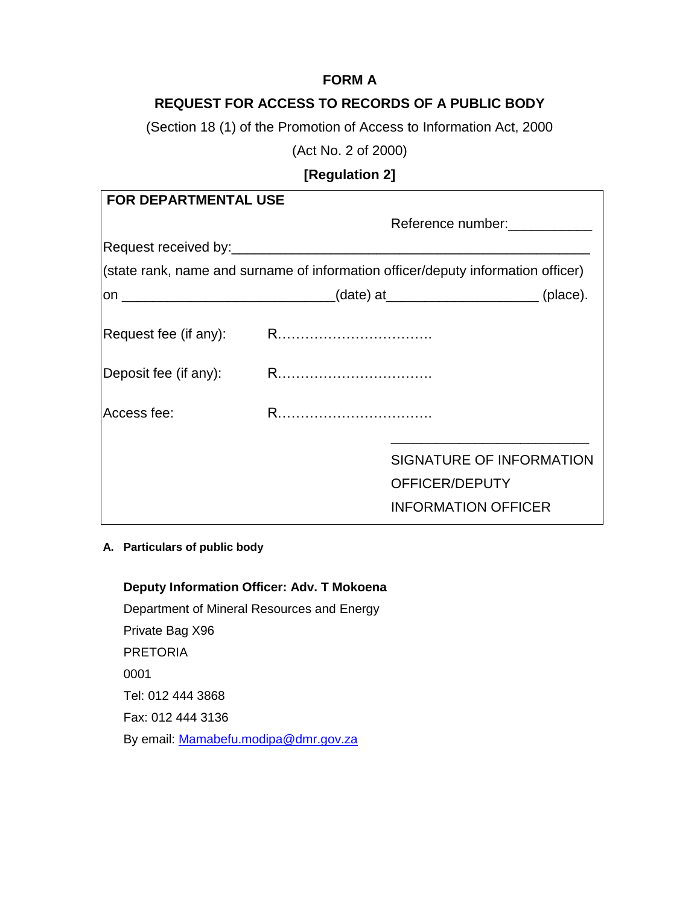**FORM A**

**REQUEST FOR ACCESS TO RECORDS OF A PUBLIC BODY**

(Section 18 (1) of the Promotion of Access to Information Act, 2000

(Act No. 2 of 2000)

**[Regulation 2]**

**FOR DEPARTMENTAL USE**

Reference number:___________

Request received by:_______________________________________________

(state rank, name and surname of information officer/deputy information officer)

on ___________________________(date) at___________________ (place).

Request fee (if any): R…………………………….

Deposit fee (if any): R…………………………….

Access fee: R…………………………….

_________________________

SIGNATURE OF INFORMATION OFFICER/DEPUTY INFORMATION OFFICER

**A. Particulars of public body**

**Deputy Information Officer: Adv. T Mokoena**

Department of Mineral Resources and Energy

Private Bag X96

PRETORIA

0001

Tel: 012 444 3868

Fax: 012 444 3136

By email: Mamabefu.modipa@dmr.gov.za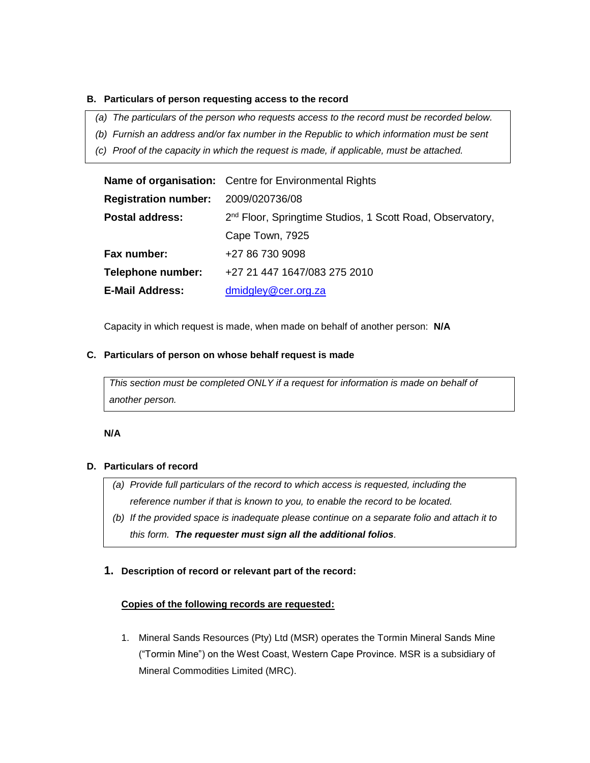**B. Particulars of person requesting access to the record**

> *(a) The particulars of the person who requests access to the record must be recorded below.*
> *(b) Furnish an address and/or fax number in the Republic to which information must be sent*
> *(c) Proof of the capacity in which the request is made, if applicable, must be attached.*

| | |
|---|---|
| **Name of organisation:** | Centre for Environmental Rights |
| **Registration number:** | 2009/020736/08 |
| **Postal address:** | 2nd Floor, Springtime Studios, 1 Scott Road, Observatory, Cape Town, 7925 |
| **Fax number:** | +27 86 730 9098 |
| **Telephone number:** | +27 21 447 1647/083 275 2010 |
| **E-Mail Address:** | dmidgley@cer.org.za |

Capacity in which request is made, when made on behalf of another person: **N/A**

**C. Particulars of person on whose behalf request is made**

> *This section must be completed ONLY if a request for information is made on behalf of another person.*

**N/A**

**D. Particulars of record**

> *(a) Provide full particulars of the record to which access is requested, including the reference number if that is known to you, to enable the record to be located.*
> *(b) If the provided space is inadequate please continue on a separate folio and attach it to this form. **The requester must sign all the additional folios**.*

**1. Description of record or relevant part of the record:**

**Copies of the following records are requested:**

1. Mineral Sands Resources (Pty) Ltd (MSR) operates the Tormin Mineral Sands Mine ("Tormin Mine") on the West Coast, Western Cape Province. MSR is a subsidiary of Mineral Commodities Limited (MRC).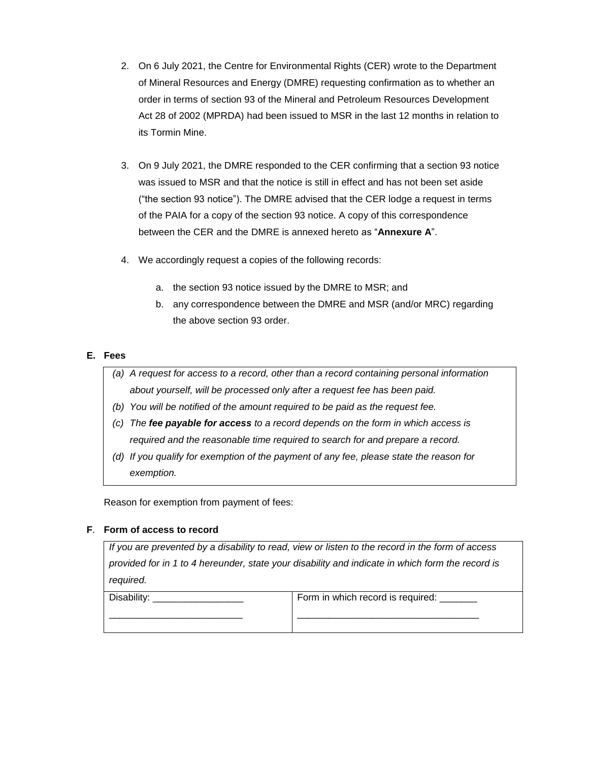2. On 6 July 2021, the Centre for Environmental Rights (CER) wrote to the Department of Mineral Resources and Energy (DMRE) requesting confirmation as to whether an order in terms of section 93 of the Mineral and Petroleum Resources Development Act 28 of 2002 (MPRDA) had been issued to MSR in the last 12 months in relation to its Tormin Mine.

3. On 9 July 2021, the DMRE responded to the CER confirming that a section 93 notice was issued to MSR and that the notice is still in effect and has not been set aside ("the section 93 notice"). The DMRE advised that the CER lodge a request in terms of the PAIA for a copy of the section 93 notice. A copy of this correspondence between the CER and the DMRE is annexed hereto as "**Annexure A**".

4. We accordingly request a copies of the following records:

   a. the section 93 notice issued by the DMRE to MSR; and
   b. any correspondence between the DMRE and MSR (and/or MRC) regarding the above section 93 order.

**E. Fees**

| |
|---|
| *(a) A request for access to a record, other than a record containing personal information about yourself, will be processed only after a request fee has been paid.* |
| *(b) You will be notified of the amount required to be paid as the request fee.* |
| *(c) The **fee payable for access** to a record depends on the form in which access is required and the reasonable time required to search for and prepare a record.* |
| *(d) If you qualify for exemption of the payment of any fee, please state the reason for exemption.* |

Reason for exemption from payment of fees:

**F. Form of access to record**

| | |
|---|---|
| *If you are prevented by a disability to read, view or listen to the record in the form of access provided for in 1 to 4 hereunder, state your disability and indicate in which form the record is required.* | |
| Disability: _________________ _________________________ | Form in which record is required: _______ __________________________________ |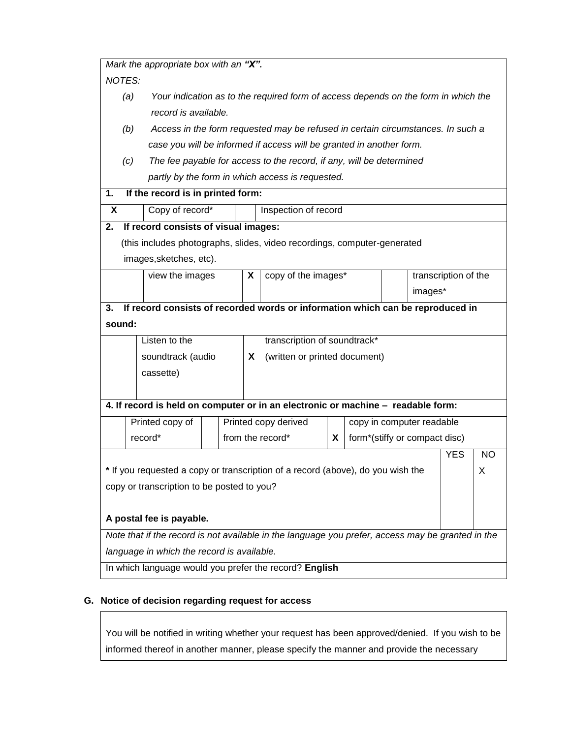*Mark the appropriate box with an* ***"X".***

*NOTES:*

*(a) Your indication as to the required form of access depends on the form in which the record is available.*

*(b) Access in the form requested may be refused in certain circumstances. In such a case you will be informed if access will be granted in another form.*

*(c) The fee payable for access to the record, if any, will be determined partly by the form in which access is requested.*

**1. If the record is in printed form:**

| | | | |
|---|---|---|---|
| **X** | Copy of record* | | Inspection of record |

**2. If record consists of visual images:**

(this includes photographs, slides, video recordings, computer-generated images,sketches, etc).

| | | | | | |
|---|---|---|---|---|---|
| | view the images | **X** | copy of the images* | | transcription of the images* |

**3. If record consists of recorded words or information which can be reproduced in sound:**

| | | | |
|---|---|---|---|
| | Listen to the soundtrack (audio cassette) | **X** | transcription of soundtrack* (written or printed document) |

**4. If record is held on computer or in an electronic or machine – readable form:**

| | | | | | |
|---|---|---|---|---|---|
| | Printed copy of record* | | Printed copy derived from the record* | **X** | copy in computer readable form*(stiffy or compact disc) |

| | YES | NO |
|---|---|---|
| **\*** If you requested a copy or transcription of a record (above), do you wish the copy or transcription to be posted to you?<br><br>**A postal fee is payable.** | | X |

*Note that if the record is not available in the language you prefer, access may be granted in the language in which the record is available.*

In which language would you prefer the record? **English**

## G. Notice of decision regarding request for access

You will be notified in writing whether your request has been approved/denied. If you wish to be informed thereof in another manner, please specify the manner and provide the necessary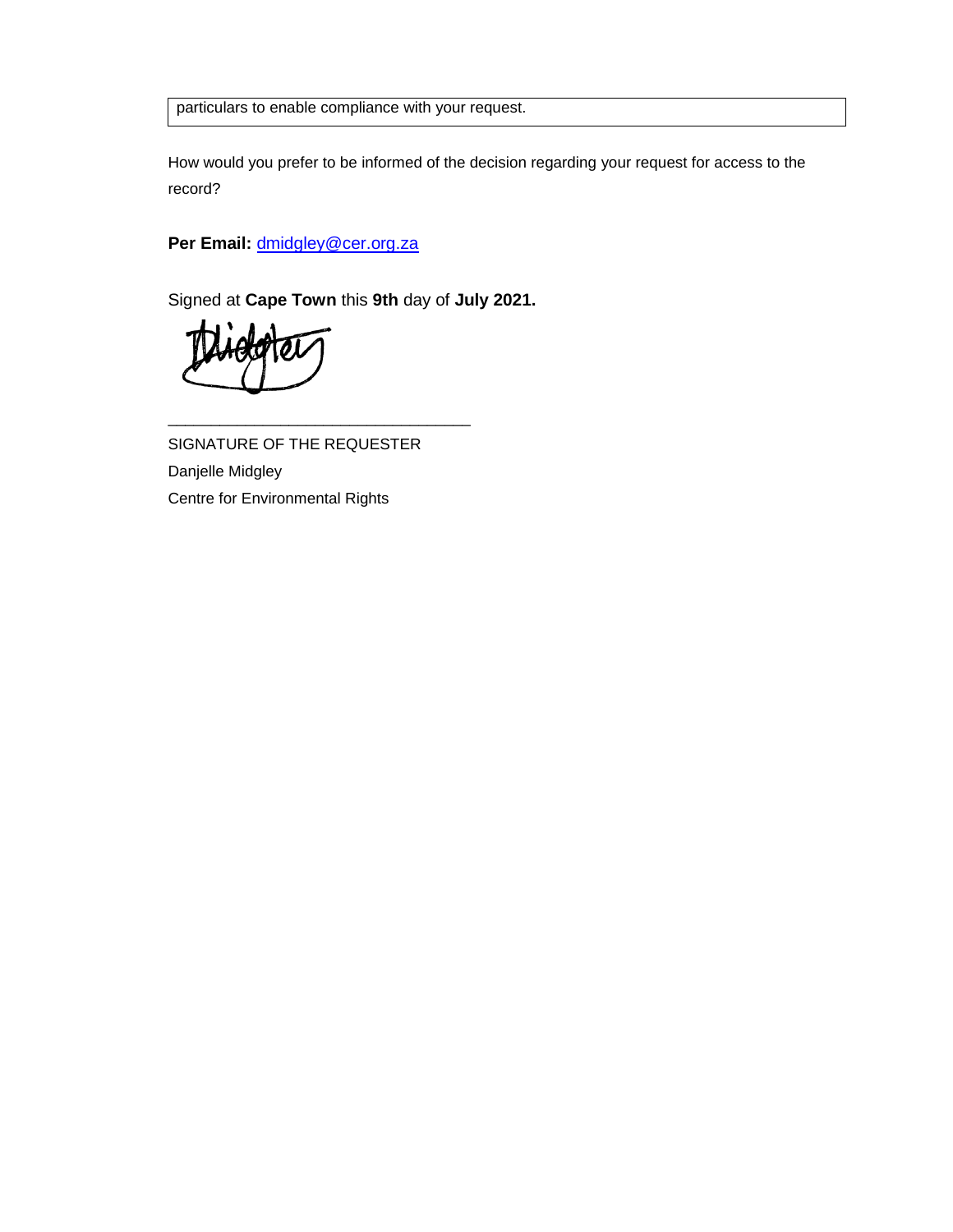| |
|---|
| particulars to enable compliance with your request. |

How would you prefer to be informed of the decision regarding your request for access to the record?

**Per Email:** dmidgley@cer.org.za

Signed at **Cape Town** this **9th** day of **July 2021.**

___________________________________

SIGNATURE OF THE REQUESTER

Danjelle Midgley

Centre for Environmental Rights